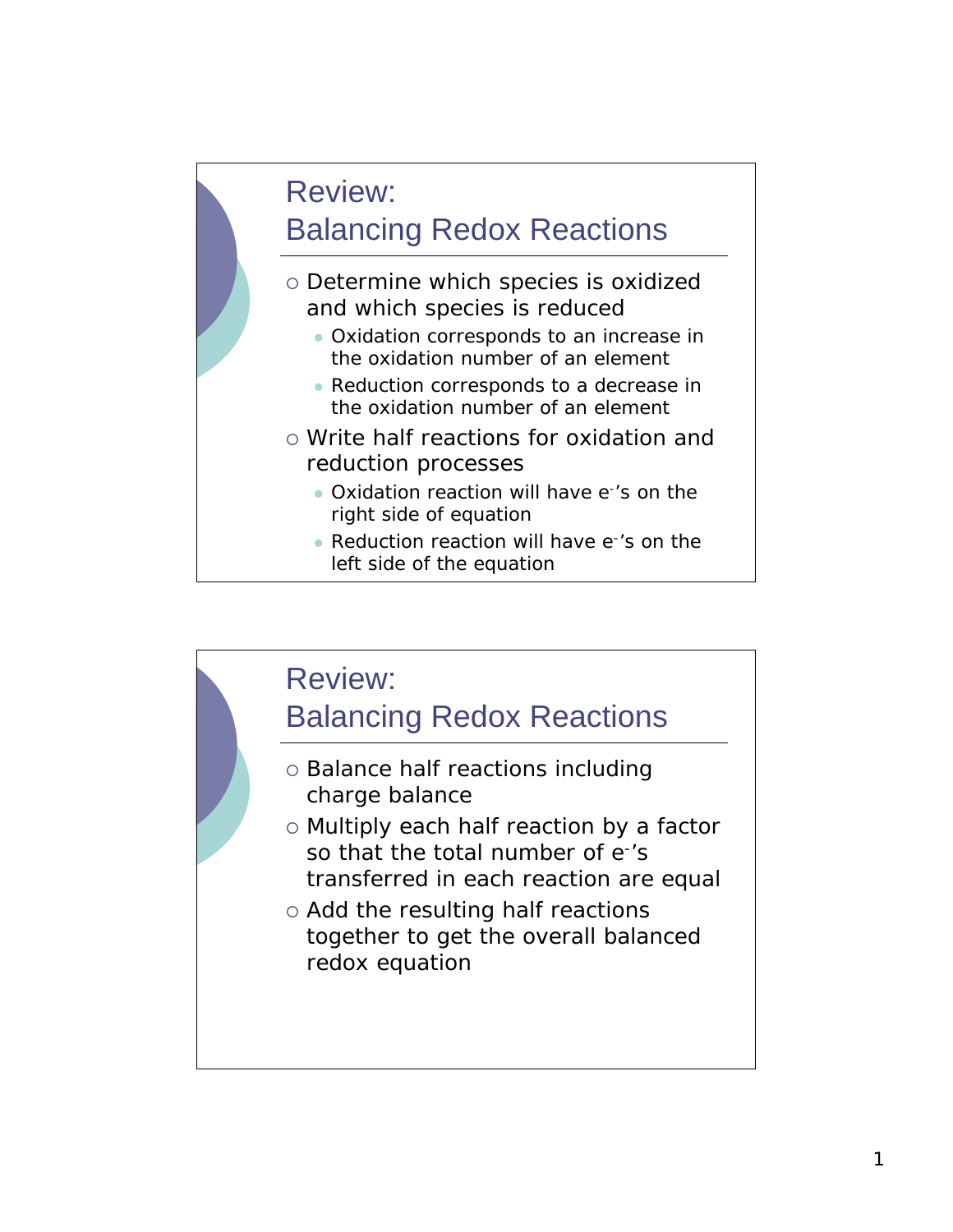## Review: Balancing Redox Reactions

- Determine which species is oxidized and which species is reduced
  - Oxidation corresponds to an increase in the oxidation number of an element
  - Reduction corresponds to a decrease in the oxidation number of an element
- Write half reactions for oxidation and reduction processes
  - Oxidation reaction will have $e^-$'s on the right side of equation
  - Reduction reaction will have $e^-$'s on the left side of the equation

## Review: Balancing Redox Reactions

- Balance half reactions including charge balance
- Multiply each half reaction by a factor so that the total number of $e^-$'s transferred in each reaction are equal
- Add the resulting half reactions together to get the overall balanced redox equation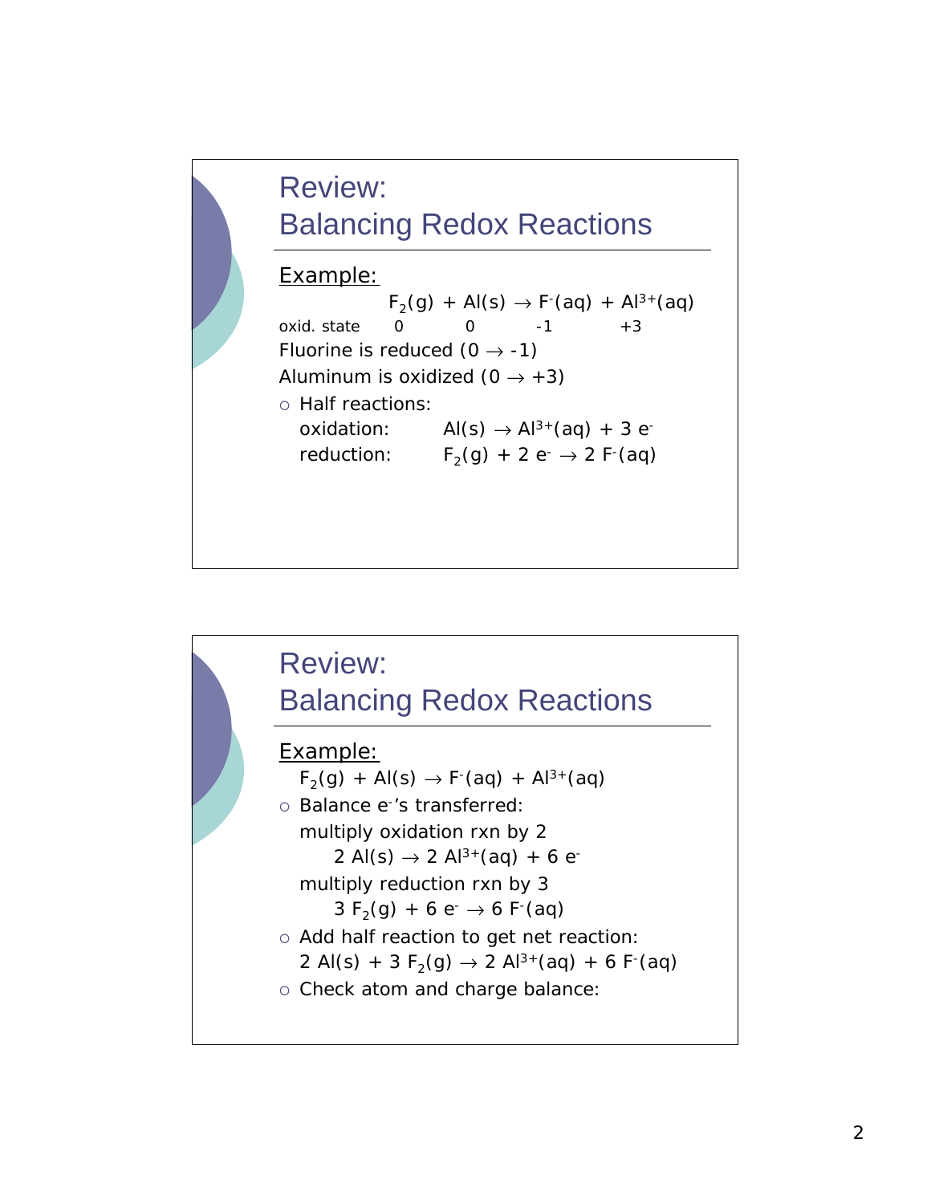## Review: Balancing Redox Reactions

Example:

$F_2(g) + Al(s) \rightarrow F^-(aq) + Al^{3+}(aq)$

| oxid. state | 0 | 0 | -1 | +3 |
|---|---|---|---|---|

Fluorine is reduced ($0 \rightarrow -1$)

Aluminum is oxidized ($0 \rightarrow +3$)

- Half reactions:
  - oxidation: $Al(s) \rightarrow Al^{3+}(aq) + 3\ e^-$
  - reduction: $F_2(g) + 2\ e^- \rightarrow 2\ F^-(aq)$

## Review: Balancing Redox Reactions

Example:

$F_2(g) + Al(s) \rightarrow F^-(aq) + Al^{3+}(aq)$

- Balance $e^-$'s transferred:

  multiply oxidation rxn by 2

  $2\ Al(s) \rightarrow 2\ Al^{3+}(aq) + 6\ e^-$

  multiply reduction rxn by 3

  $3\ F_2(g) + 6\ e^- \rightarrow 6\ F^-(aq)$

- Add half reaction to get net reaction:

  $2\ Al(s) + 3\ F_2(g) \rightarrow 2\ Al^{3+}(aq) + 6\ F^-(aq)$

- Check atom and charge balance: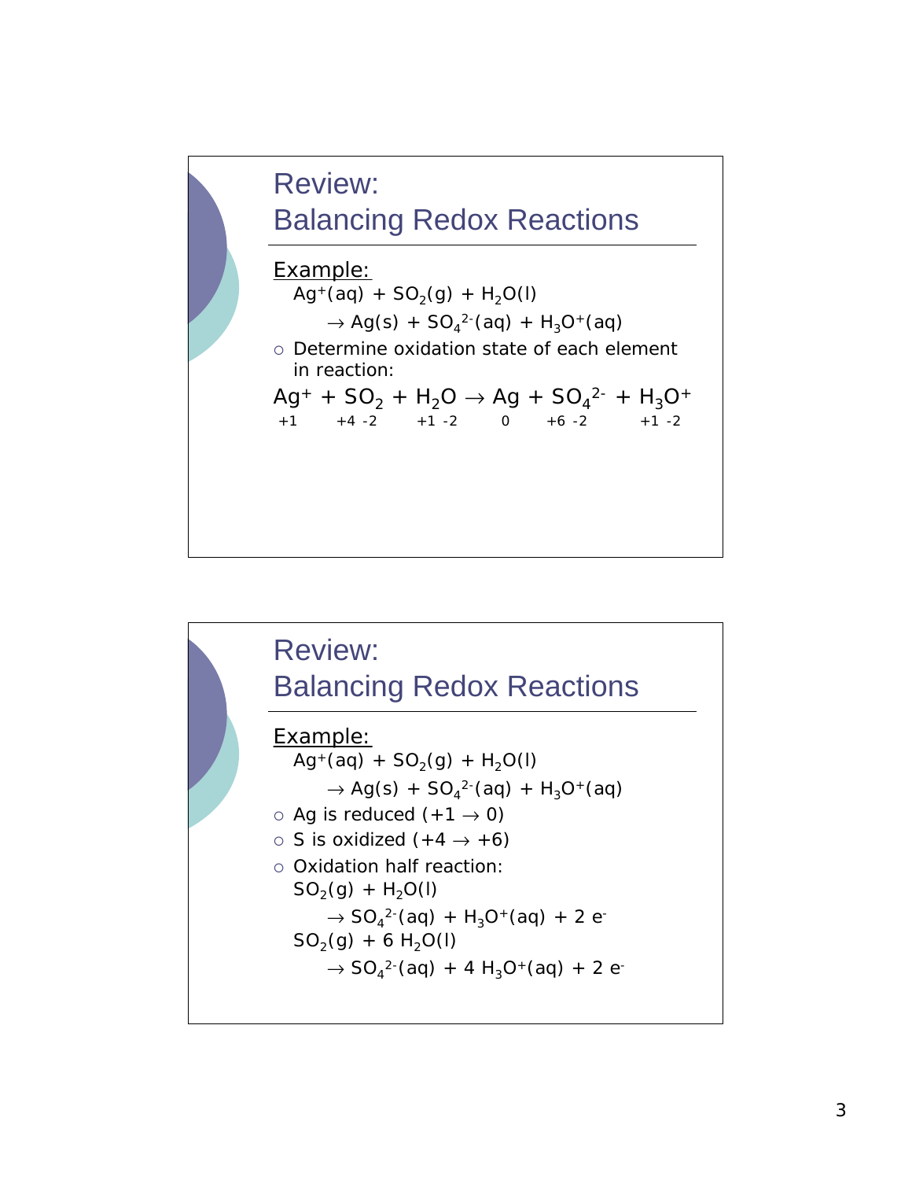## Review: Balancing Redox Reactions

Example:

$Ag^+(aq) + SO_2(g) + H_2O(l)$

$\rightarrow Ag(s) + SO_4^{2-}(aq) + H_3O^+(aq)$

- Determine oxidation state of each element in reaction:

$$\underset{+1}{Ag^+} + \underset{+4\ -2}{SO_2} + \underset{+1\ -2}{H_2O} \rightarrow \underset{0}{Ag} + \underset{+6\ -2}{SO_4^{2-}} + \underset{+1\ -2}{H_3O^+}$$

## Review: Balancing Redox Reactions

Example:

$Ag^+(aq) + SO_2(g) + H_2O(l)$

$\rightarrow Ag(s) + SO_4^{2-}(aq) + H_3O^+(aq)$

- Ag is reduced ($+1 \rightarrow 0$)
- S is oxidized ($+4 \rightarrow +6$)
- Oxidation half reaction:

  $SO_2(g) + H_2O(l)$

  $\rightarrow SO_4^{2-}(aq) + H_3O^+(aq) + 2\ e^-$

  $SO_2(g) + 6\ H_2O(l)$

  $\rightarrow SO_4^{2-}(aq) + 4\ H_3O^+(aq) + 2\ e^-$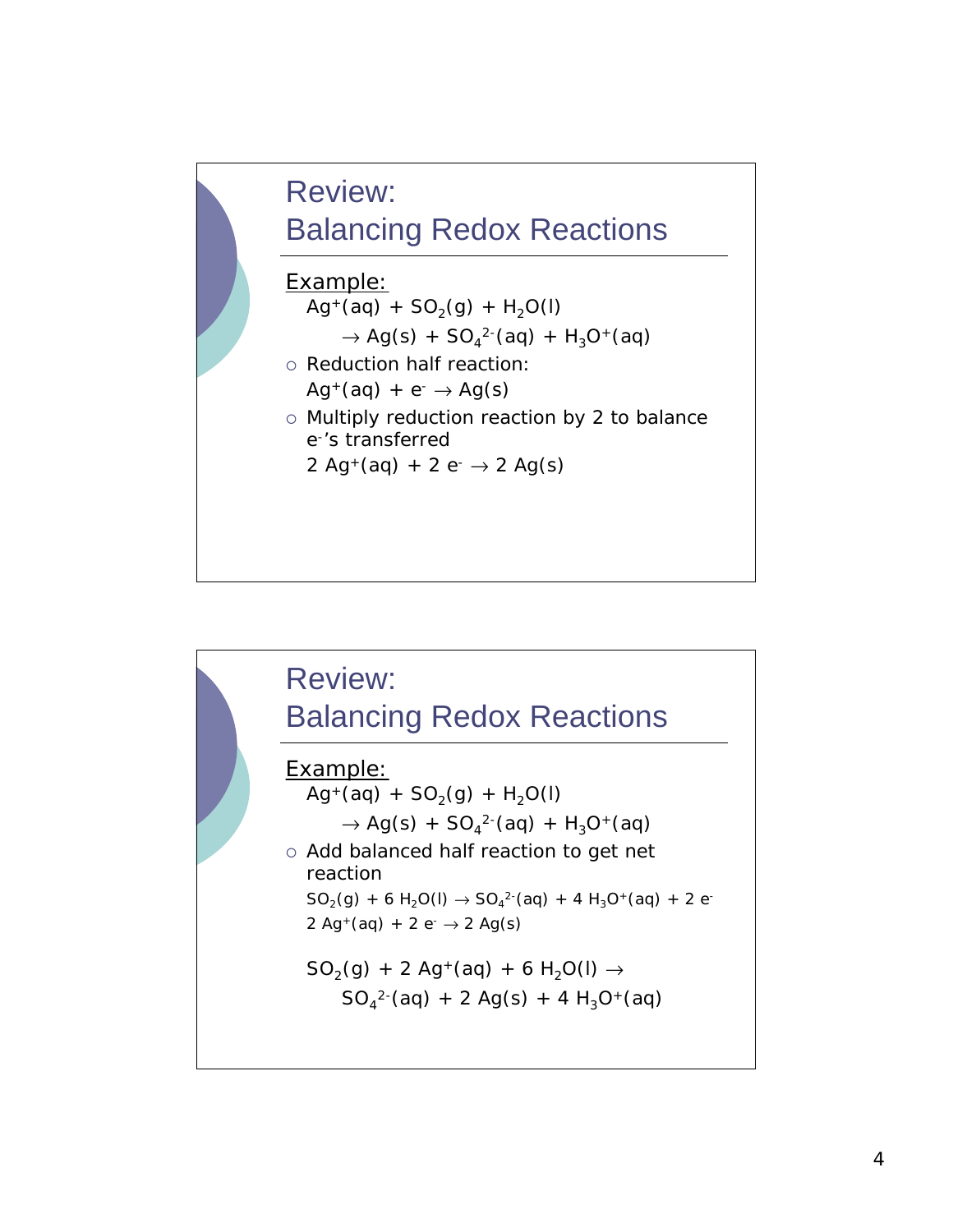## Review: Balancing Redox Reactions

<u>Example:</u>

$Ag^{+}(aq) + SO_2(g) + H_2O(l)$

$\rightarrow Ag(s) + SO_4^{2-}(aq) + H_3O^{+}(aq)$

- Reduction half reaction:

  $Ag^{+}(aq) + e^{-} \rightarrow Ag(s)$

- Multiply reduction reaction by 2 to balance $e^{-}$'s transferred

  $2\ Ag^{+}(aq) + 2\ e^{-} \rightarrow 2\ Ag(s)$

## Review: Balancing Redox Reactions

<u>Example:</u>

$Ag^{+}(aq) + SO_2(g) + H_2O(l)$

$\rightarrow Ag(s) + SO_4^{2-}(aq) + H_3O^{+}(aq)$

- Add balanced half reaction to get net reaction

  $SO_2(g) + 6\ H_2O(l) \rightarrow SO_4^{2-}(aq) + 4\ H_3O^{+}(aq) + 2\ e^{-}$

  $2\ Ag^{+}(aq) + 2\ e^{-} \rightarrow 2\ Ag(s)$

  $SO_2(g) + 2\ Ag^{+}(aq) + 6\ H_2O(l) \rightarrow$

  $SO_4^{2-}(aq) + 2\ Ag(s) + 4\ H_3O^{+}(aq)$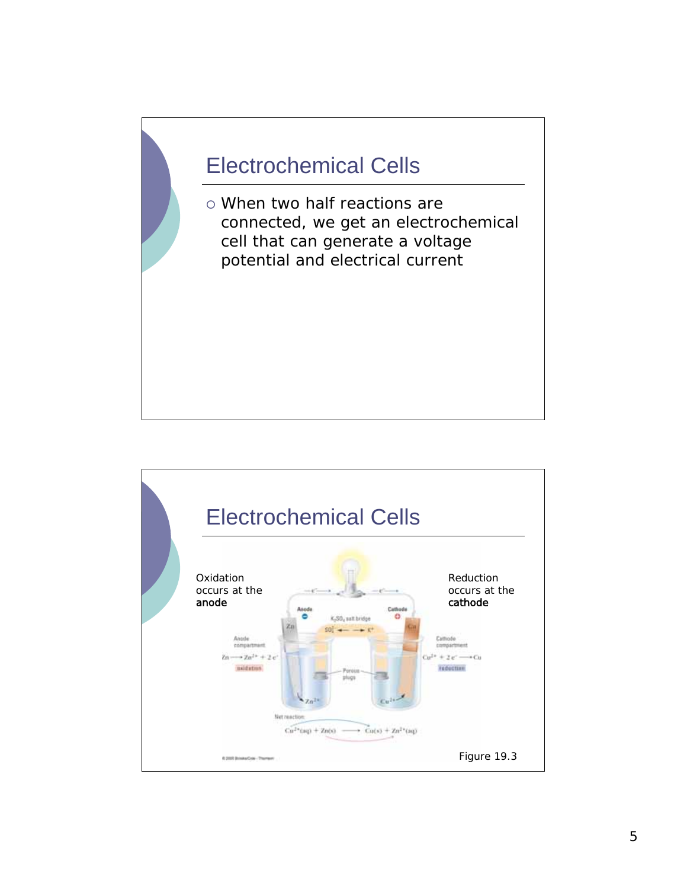## Electrochemical Cells

- When two half reactions are connected, we get an electrochemical cell that can generate a voltage potential and electrical current

## Electrochemical Cells

Oxidation occurs at the **anode**

Reduction occurs at the **cathode**

Anode compartment

$Zn \longrightarrow Zn^{2+} + 2e^-$

oxidation

Cathode compartment

$Cu^{2+} + 2e^- \longrightarrow Cu$

reduction

$K_2SO_4$ salt bridge

Porous plugs

Net reaction

$Cu^{2+}(aq) + Zn(s) \longrightarrow Cu(s) + Zn^{2+}(aq)$

Figure 19.3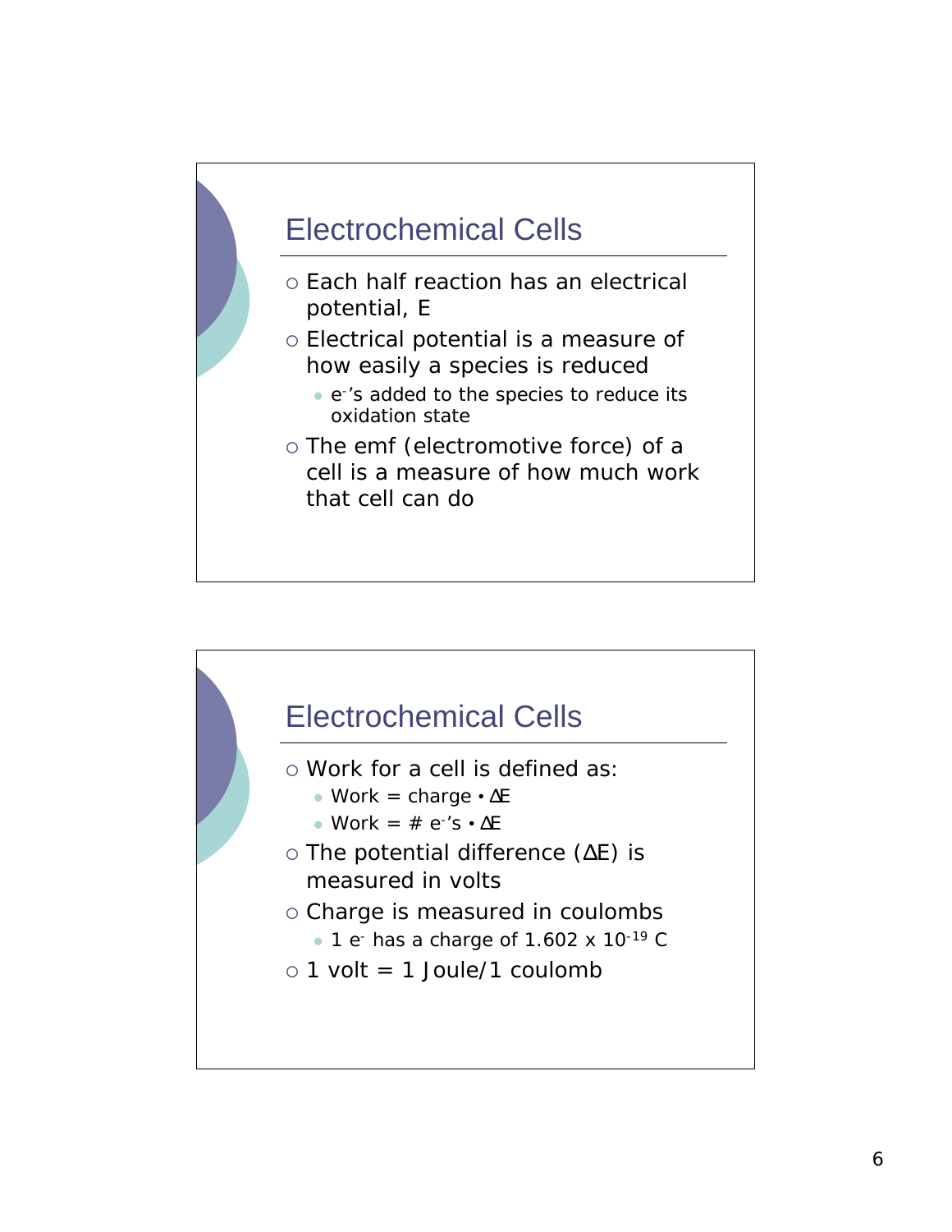## Electrochemical Cells

- Each half reaction has an electrical potential, E
- Electrical potential is a measure of how easily a species is reduced
  - $e^-$'s added to the species to reduce its oxidation state
- The emf (electromotive force) of a cell is a measure of how much work that cell can do

## Electrochemical Cells

- Work for a cell is defined as:
  - Work = charge • $\Delta E$
  - Work = # $e^-$'s • $\Delta E$
- The potential difference ($\Delta E$) is measured in volts
- Charge is measured in coulombs
  - 1 $e^-$ has a charge of $1.602 \times 10^{-19}$ C
- 1 volt = 1 Joule/1 coulomb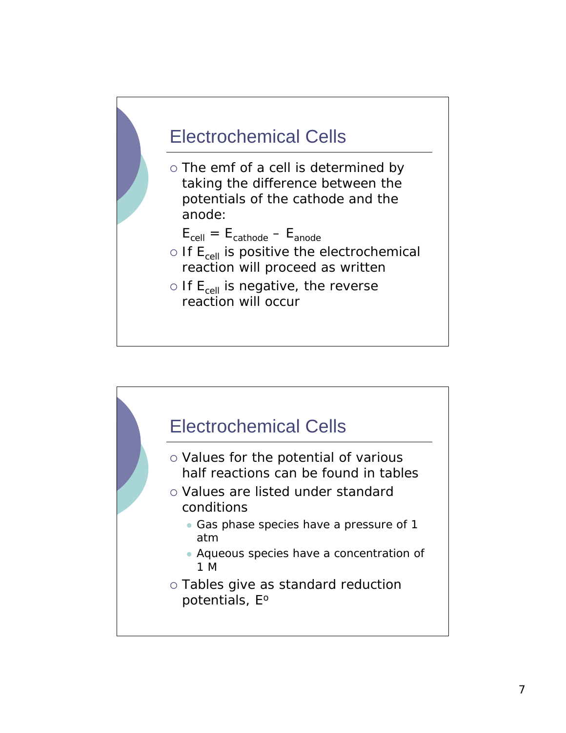## Electrochemical Cells

- The emf of a cell is determined by taking the difference between the potentials of the cathode and the anode:

  $E_{cell} = E_{cathode} - E_{anode}$
- If $E_{cell}$ is positive the electrochemical reaction will proceed as written
- If $E_{cell}$ is negative, the reverse reaction will occur

## Electrochemical Cells

- Values for the potential of various half reactions can be found in tables
- Values are listed under standard conditions
  - Gas phase species have a pressure of 1 atm
  - Aqueous species have a concentration of 1 M
- Tables give as standard reduction potentials, $E^o$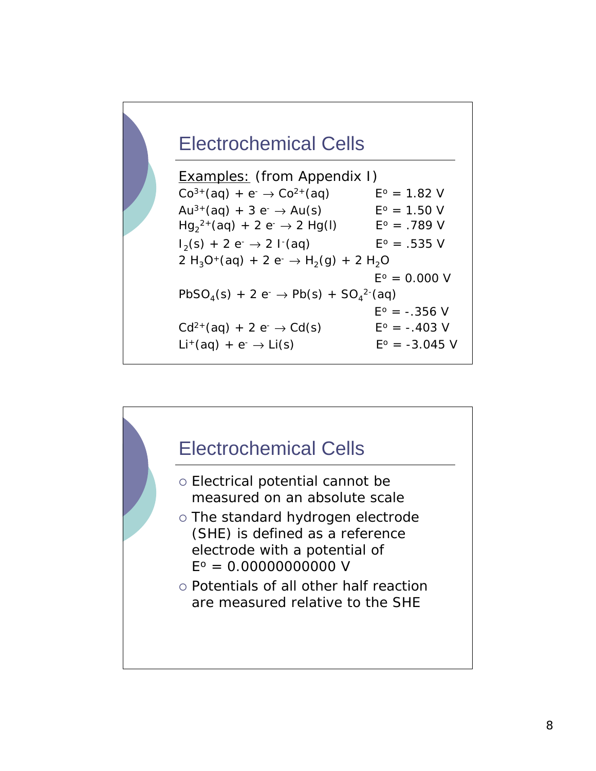## Electrochemical Cells

Examples: (from Appendix I)

$Co^{3+}(aq) + e^- \rightarrow Co^{2+}(aq)$   $E^o = 1.82$ V

$Au^{3+}(aq) + 3\ e^- \rightarrow Au(s)$   $E^o = 1.50$ V

$Hg_2^{2+}(aq) + 2\ e^- \rightarrow 2\ Hg(l)$   $E^o = .789$ V

$I_2(s) + 2\ e^- \rightarrow 2\ I^-(aq)$   $E^o = .535$ V

$2\ H_3O^+(aq) + 2\ e^- \rightarrow H_2(g) + 2\ H_2O$   $E^o = 0.000$ V

$PbSO_4(s) + 2\ e^- \rightarrow Pb(s) + SO_4^{2-}(aq)$   $E^o = -.356$ V

$Cd^{2+}(aq) + 2\ e^- \rightarrow Cd(s)$   $E^o = -.403$ V

$Li^+(aq) + e^- \rightarrow Li(s)$   $E^o = -3.045$ V

## Electrochemical Cells

- Electrical potential cannot be measured on an absolute scale
- The standard hydrogen electrode (SHE) is defined as a reference electrode with a potential of $E^o = 0.00000000000$ V
- Potentials of all other half reaction are measured relative to the SHE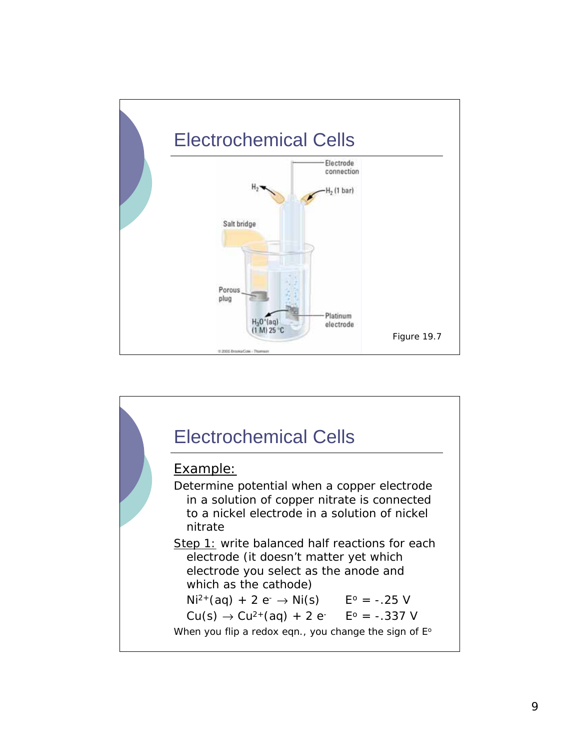## Electrochemical Cells

Figure 19.7

## Electrochemical Cells

Example:

Determine potential when a copper electrode in a solution of copper nitrate is connected to a nickel electrode in a solution of nickel nitrate

Step 1: write balanced half reactions for each electrode (it doesn't matter yet which electrode you select as the anode and which as the cathode)

$Ni^{2+}(aq) + 2\,e^- \rightarrow Ni(s)$ $E^o = -.25$ V

$Cu(s) \rightarrow Cu^{2+}(aq) + 2\,e^-$ $E^o = -.337$ V

When you flip a redox eqn., you change the sign of $E^o$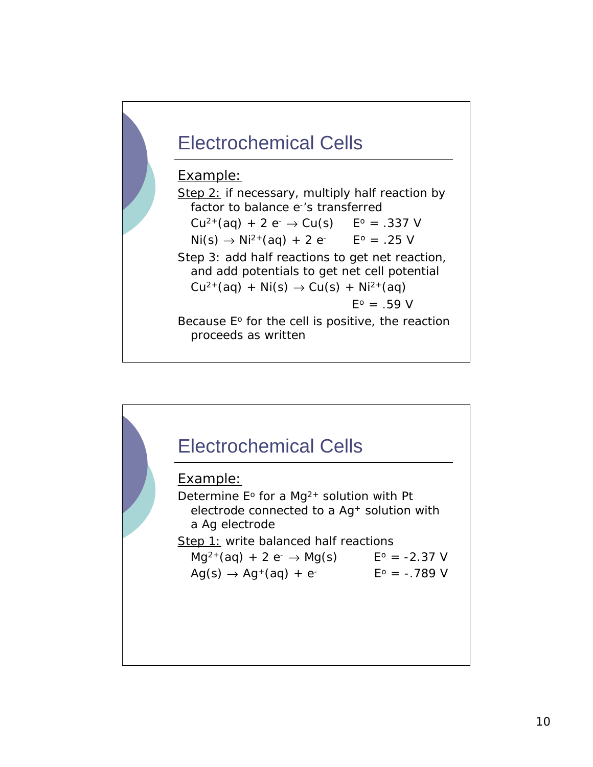## Electrochemical Cells

Example:

Step 2: if necessary, multiply half reaction by factor to balance $e^-$'s transferred

$Cu^{2+}(aq) + 2\ e^- \rightarrow Cu(s)$ $E^o = .337$ V

$Ni(s) \rightarrow Ni^{2+}(aq) + 2\ e^-$ $E^o = .25$ V

Step 3: add half reactions to get net reaction, and add potentials to get net cell potential

$Cu^{2+}(aq) + Ni(s) \rightarrow Cu(s) + Ni^{2+}(aq)$

$E^o = .59$ V

Because $E^o$ for the cell is positive, the reaction proceeds as written

## Electrochemical Cells

Example:

Determine $E^o$ for a $Mg^{2+}$ solution with Pt electrode connected to a $Ag^+$ solution with a Ag electrode

Step 1: write balanced half reactions

$Mg^{2+}(aq) + 2\ e^- \rightarrow Mg(s)$ $E^o = -2.37$ V

$Ag(s) \rightarrow Ag^+(aq) + e^-$ $E^o = -.789$ V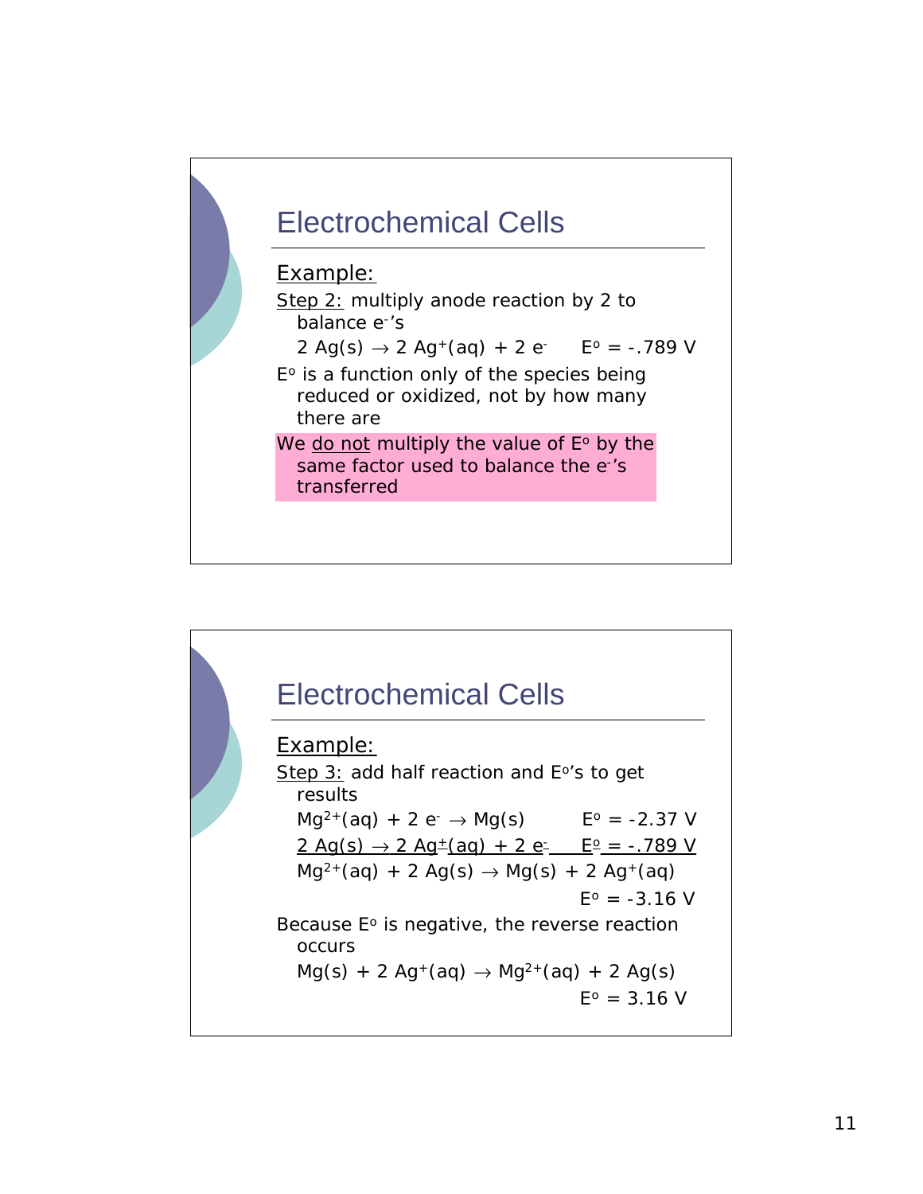## Electrochemical Cells

Example:

Step 2: multiply anode reaction by 2 to balance $e^-$'s

$2\ Ag(s) \rightarrow 2\ Ag^+(aq) + 2\ e^-$ $E^o = -.789$ V

$E^o$ is a function only of the species being reduced or oxidized, not by how many there are

We do not multiply the value of $E^o$ by the same factor used to balance the $e^-$'s transferred

## Electrochemical Cells

Example:

Step 3: add half reaction and $E^o$'s to get results

$Mg^{2+}(aq) + 2\ e^- \rightarrow Mg(s)$ $E^o = -2.37$ V

$2\ Ag(s) \rightarrow 2\ Ag^+(aq) + 2\ e^-$ $E^o = -.789$ V

$Mg^{2+}(aq) + 2\ Ag(s) \rightarrow Mg(s) + 2\ Ag^+(aq)$

$E^o = -3.16$ V

Because $E^o$ is negative, the reverse reaction occurs

$Mg(s) + 2\ Ag^+(aq) \rightarrow Mg^{2+}(aq) + 2\ Ag(s)$

$E^o = 3.16$ V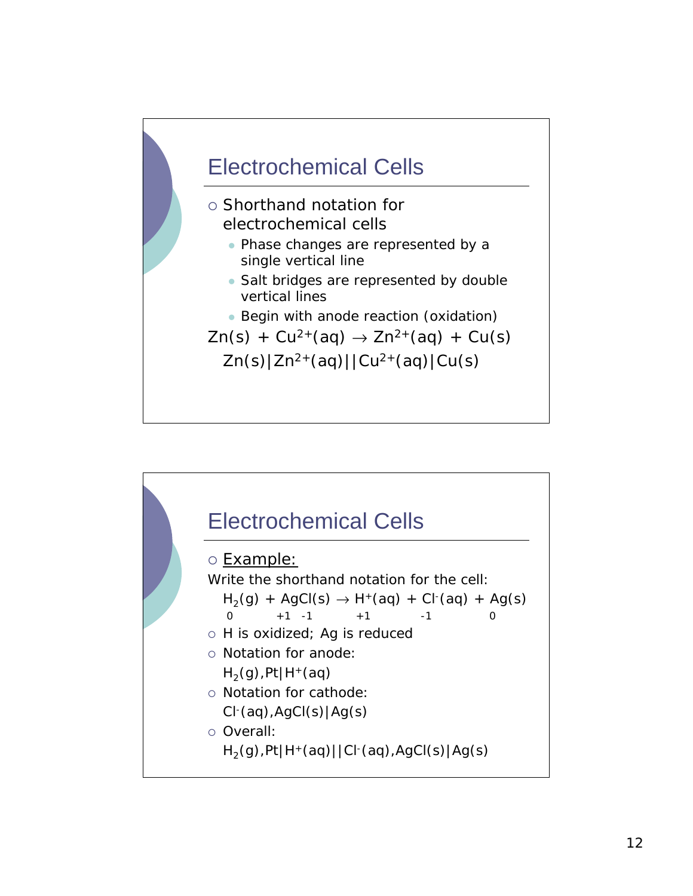## Electrochemical Cells

- Shorthand notation for electrochemical cells
  - Phase changes are represented by a single vertical line
  - Salt bridges are represented by double vertical lines
  - Begin with anode reaction (oxidation)

$Zn(s) + Cu^{2+}(aq) \rightarrow Zn^{2+}(aq) + Cu(s)$

$Zn(s)|Zn^{2+}(aq)||Cu^{2+}(aq)|Cu(s)$

## Electrochemical Cells

- Example:

Write the shorthand notation for the cell:

$$\underset{0}{H_2(g)} + \underset{+1\ \ -1}{AgCl(s)} \rightarrow \underset{+1}{H^+(aq)} + \underset{-1}{Cl^-(aq)} + \underset{0}{Ag(s)}$$

- H is oxidized; Ag is reduced
- Notation for anode:

  $H_2(g),Pt|H^+(aq)$
- Notation for cathode:

  $Cl^-(aq),AgCl(s)|Ag(s)$
- Overall:

  $H_2(g),Pt|H^+(aq)||Cl^-(aq),AgCl(s)|Ag(s)$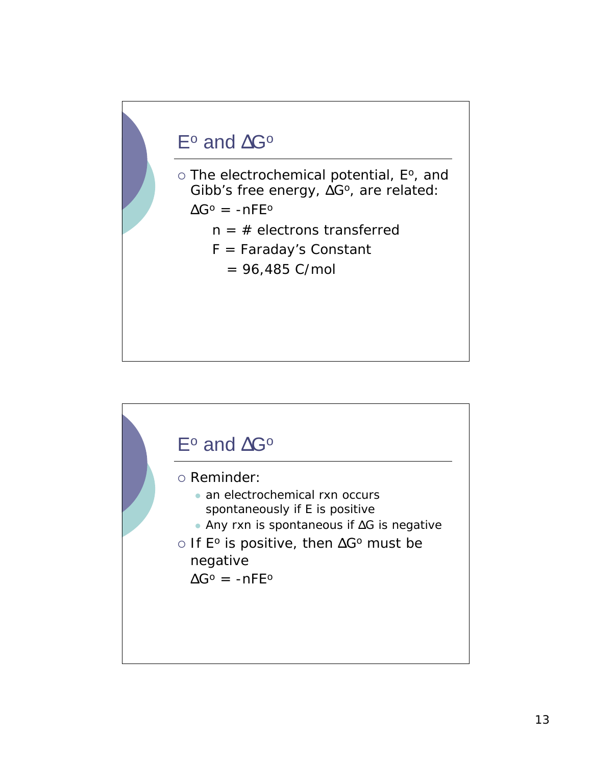## $E^o$ and $\Delta G^o$

- The electrochemical potential, $E^o$, and Gibb's free energy, $\Delta G^o$, are related:

  $\Delta G^o = -nFE^o$

  n = # electrons transferred

  F = Faraday's Constant

  = 96,485 C/mol

## $E^o$ and $\Delta G^o$

- Reminder:
  - an electrochemical rxn occurs spontaneously if E is positive
  - Any rxn is spontaneous if $\Delta G$ is negative
- If $E^o$ is positive, then $\Delta G^o$ must be negative

  $\Delta G^o = -nFE^o$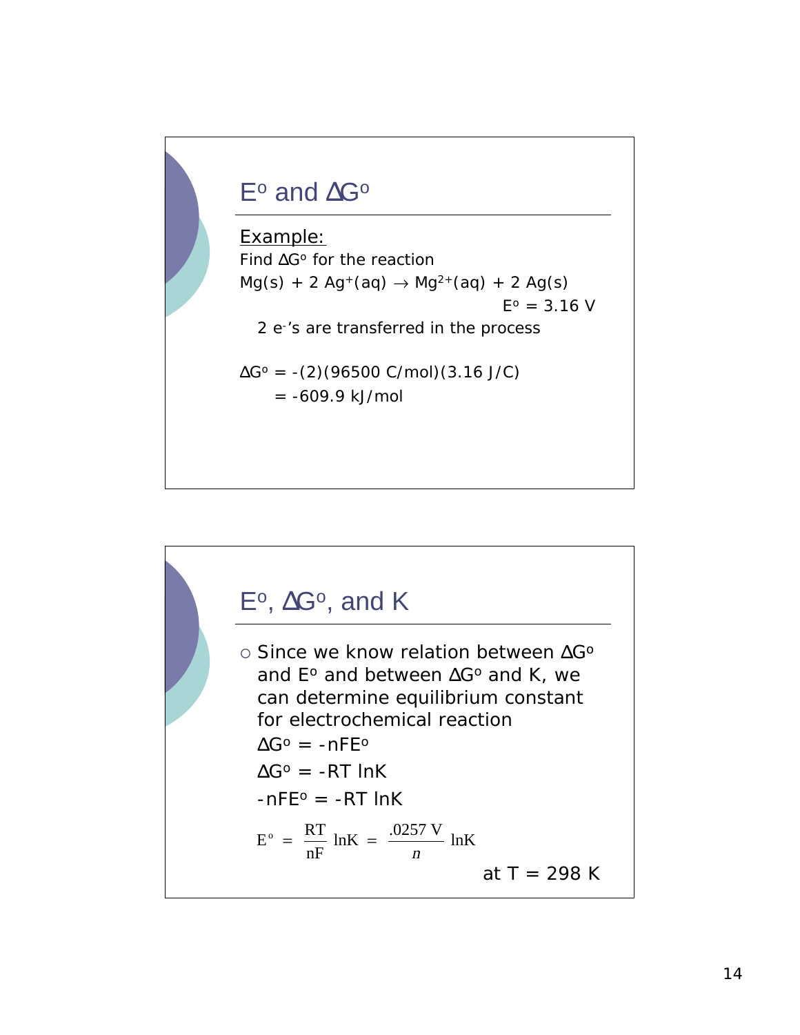## $E^o$ and $\Delta G^o$

Example:

Find $\Delta G^o$ for the reaction

$Mg(s) + 2\ Ag^+(aq) \rightarrow Mg^{2+}(aq) + 2\ Ag(s)$

$E^o = 3.16$ V

2 $e^-$'s are transferred in the process

$\Delta G^o = -(2)(96500\ C/mol)(3.16\ J/C)$

$= -609.9$ kJ/mol

## $E^o$, $\Delta G^o$, and K

- Since we know relation between $\Delta G^o$ and $E^o$ and between $\Delta G^o$ and K, we can determine equilibrium constant for electrochemical reaction

  $\Delta G^o = -nFE^o$

  $\Delta G^o = -RT \ln K$

  $-nFE^o = -RT \ln K$

$$E^o = \frac{RT}{nF} \ln K = \frac{.0257\ V}{n} \ln K$$

at T = 298 K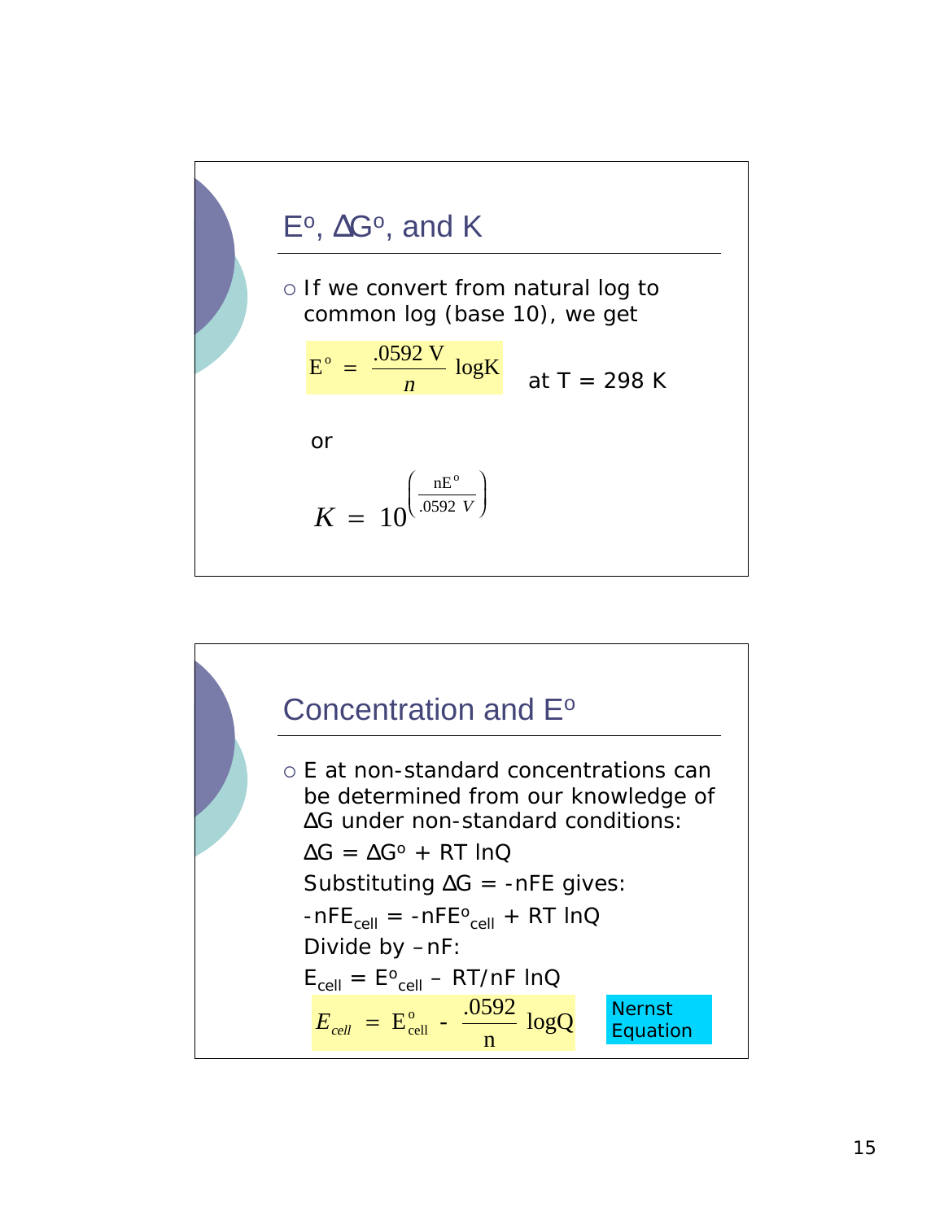## $E^o$, $\Delta G^o$, and K

- If we convert from natural log to common log (base 10), we get

$$E^o = \frac{.0592\text{ V}}{n}\log K$$ at T = 298 K

or

$$K = 10^{\left(\frac{nE^o}{.0592\ V}\right)}$$

## Concentration and $E^o$

- E at non-standard concentrations can be determined from our knowledge of $\Delta G$ under non-standard conditions:

  $\Delta G = \Delta G^o + RT \ln Q$

  Substituting $\Delta G = -nFE$ gives:

  $-nFE_{cell} = -nFE^o_{cell} + RT \ln Q$

  Divide by $-nF$:

  $E_{cell} = E^o_{cell} - RT/nF \ln Q$

$$E_{cell} = E^o_{cell} - \frac{.0592}{n}\log Q$$

Nernst Equation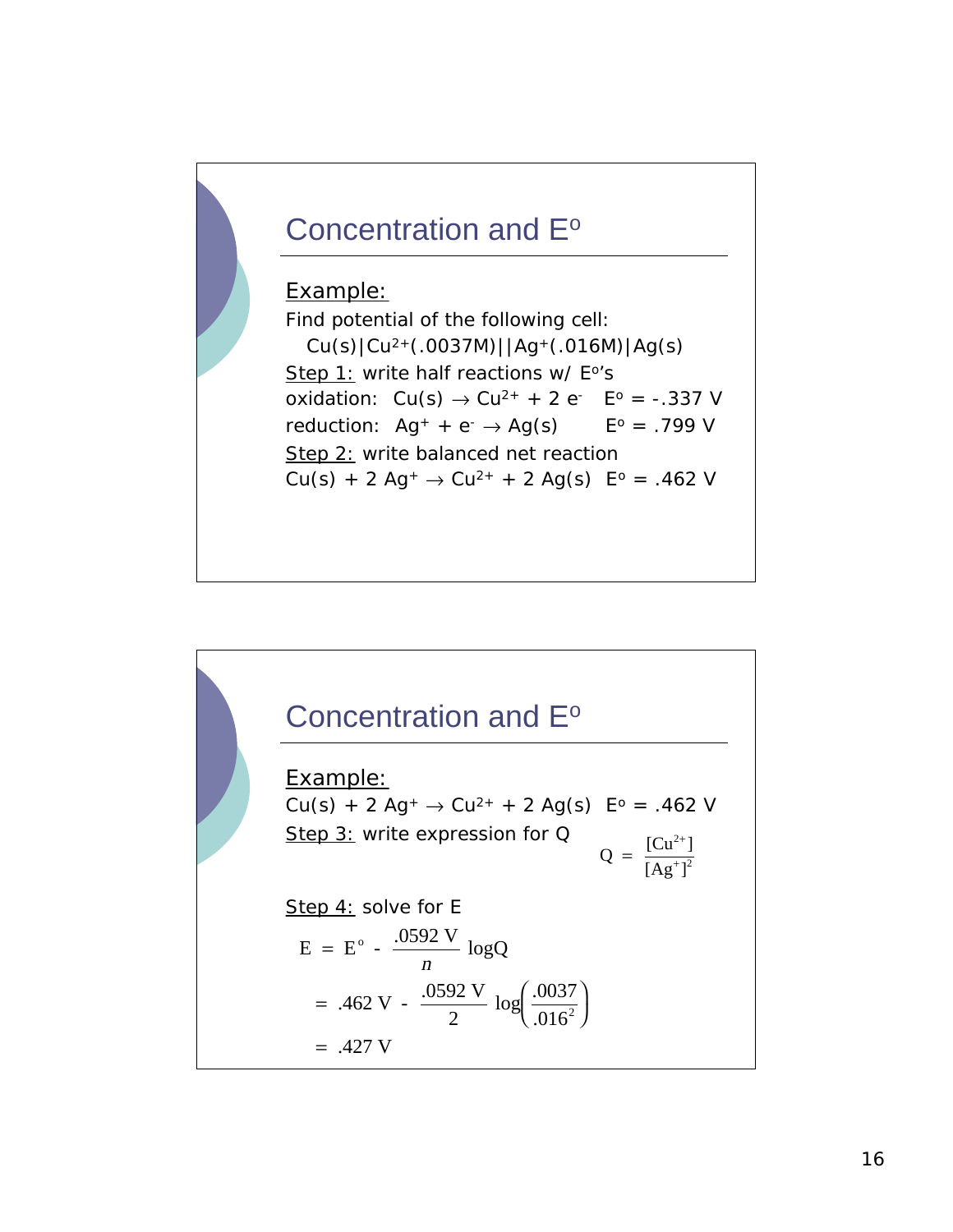## Concentration and E°

Example:

Find potential of the following cell:

$Cu(s)|Cu^{2+}(.0037M)||Ag^{+}(.016M)|Ag(s)$

Step 1: write half reactions w/ E°'s

oxidation: $Cu(s) \rightarrow Cu^{2+} + 2\ e^{-}$ $E^{o} = -.337$ V

reduction: $Ag^{+} + e^{-} \rightarrow Ag(s)$ $E^{o} = .799$ V

Step 2: write balanced net reaction

$Cu(s) + 2\ Ag^{+} \rightarrow Cu^{2+} + 2\ Ag(s)$ $E^{o} = .462$ V

## Concentration and E°

Example:

$Cu(s) + 2\ Ag^{+} \rightarrow Cu^{2+} + 2\ Ag(s)$ $E^{o} = .462$ V

Step 3: write expression for Q

$$Q = \frac{[Cu^{2+}]}{[Ag^{+}]^{2}}$$

Step 4: solve for E

$$E = E^{o} - \frac{.0592\ V}{n}\log Q$$

$$= .462\ V - \frac{.0592\ V}{2}\log\left(\frac{.0037}{.016^{2}}\right)$$

$$= .427\ V$$